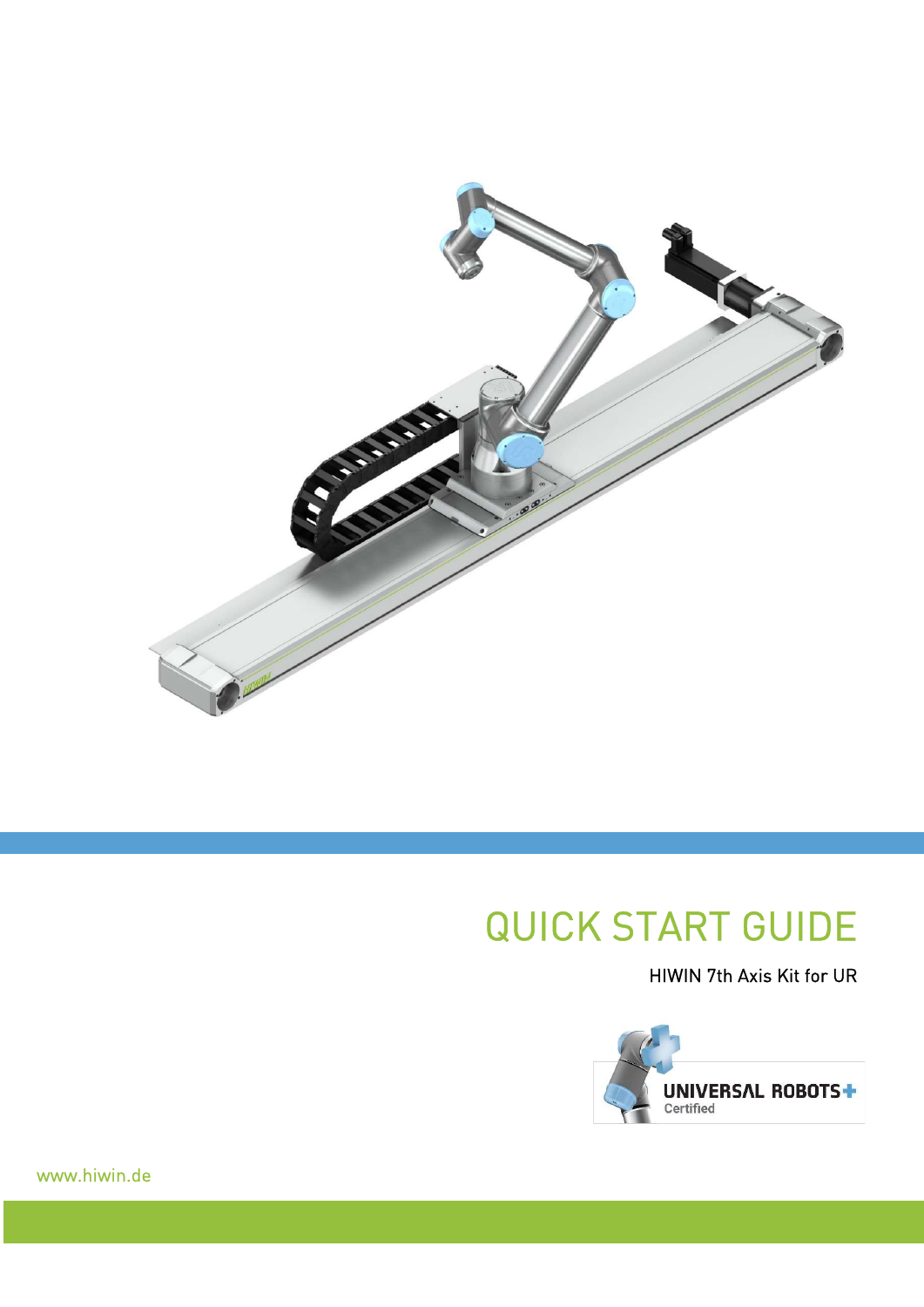# QUICK START GUIDE

HIWIN 7th Axis Kit for UR

UNIVERSAL ROBOTS+ Certified

www.hiwin.de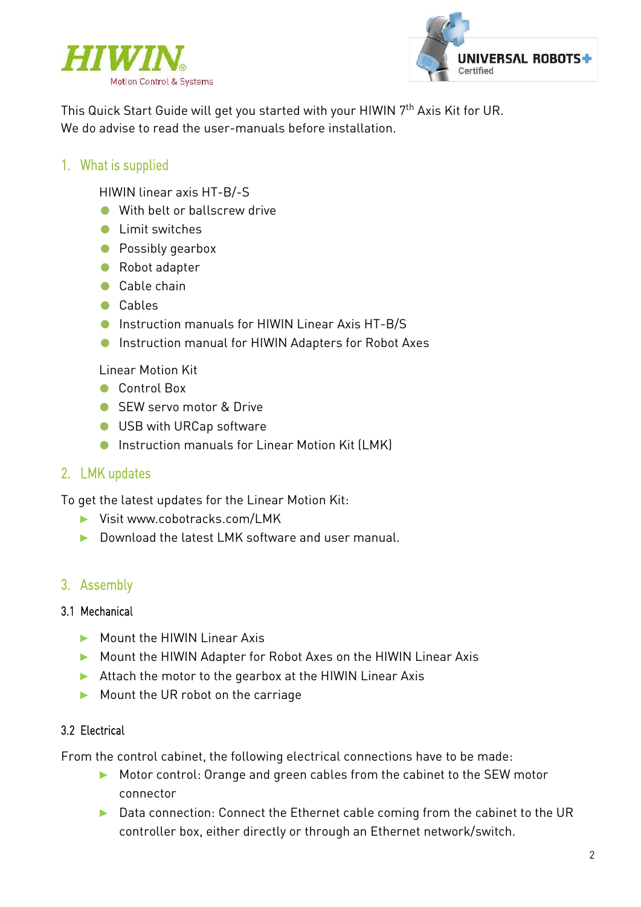This Quick Start Guide will get you started with your HIWIN 7th Axis Kit for UR.
We do advise to read the user-manuals before installation.

## 1. What is supplied

HIWIN linear axis HT-B/-S

- With belt or ballscrew drive
- Limit switches
- Possibly gearbox
- Robot adapter
- Cable chain
- Cables
- Instruction manuals for HIWIN Linear Axis HT-B/S
- Instruction manual for HIWIN Adapters for Robot Axes

Linear Motion Kit

- Control Box
- SEW servo motor & Drive
- USB with URCap software
- Instruction manuals for Linear Motion Kit (LMK)

## 2. LMK updates

To get the latest updates for the Linear Motion Kit:

- Visit www.cobotracks.com/LMK
- Download the latest LMK software and user manual.

## 3. Assembly

### 3.1 Mechanical

- Mount the HIWIN Linear Axis
- Mount the HIWIN Adapter for Robot Axes on the HIWIN Linear Axis
- Attach the motor to the gearbox at the HIWIN Linear Axis
- Mount the UR robot on the carriage

### 3.2 Electrical

From the control cabinet, the following electrical connections have to be made:

- Motor control: Orange and green cables from the cabinet to the SEW motor connector
- Data connection: Connect the Ethernet cable coming from the cabinet to the UR controller box, either directly or through an Ethernet network/switch.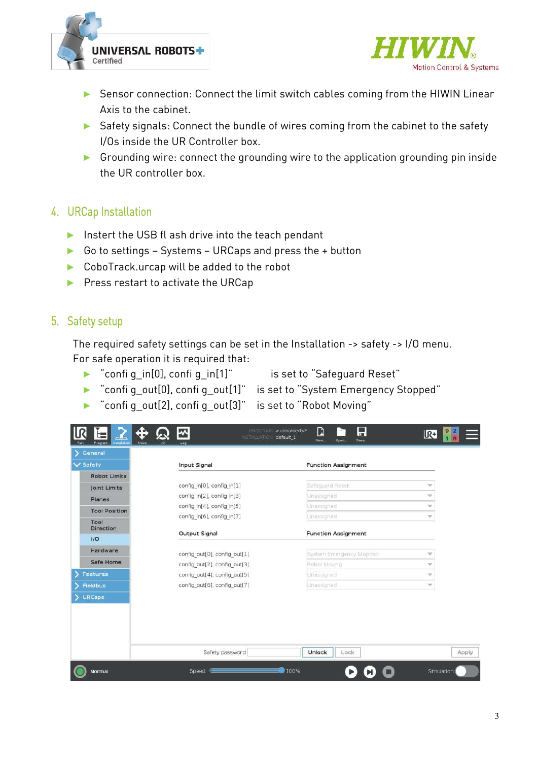- Sensor connection: Connect the limit switch cables coming from the HIWIN Linear Axis to the cabinet.
- Safety signals: Connect the bundle of wires coming from the cabinet to the safety I/Os inside the UR Controller box.
- Grounding wire: connect the grounding wire to the application grounding pin inside the UR controller box.

## 4. URCap Installation

- Instert the USB fl ash drive into the teach pendant
- Go to settings – Systems – URCaps and press the + button
- CoboTrack.urcap will be added to the robot
- Press restart to activate the URCap

## 5. Safety setup

The required safety settings can be set in the Installation -> safety -> I/O menu.
For safe operation it is required that:

- "confi g_in[0], confi g_in[1]" is set to "Safeguard Reset"
- "confi g_out[0], confi g_out[1]" is set to "System Emergency Stopped"
- "confi g_out[2], confi g_out[3]" is set to "Robot Moving"

| Input Signal | Function Assignment |
| --- | --- |
| config_in[0], config_in[1] | Safeguard Reset |
| config_in[2], config_in[3] | Unassigned |
| config_in[4], config_in[5] | Unassigned |
| config_in[6], config_in[7] | Unassigned |

| Output Signal | Function Assignment |
| --- | --- |
| config_out[0], config_out[1] | System Emergency Stopped |
| config_out[2], config_out[3] | Robot Moving |
| config_out[4], config_out[5] | Unassigned |
| config_out[6], config_out[7] | Unassigned |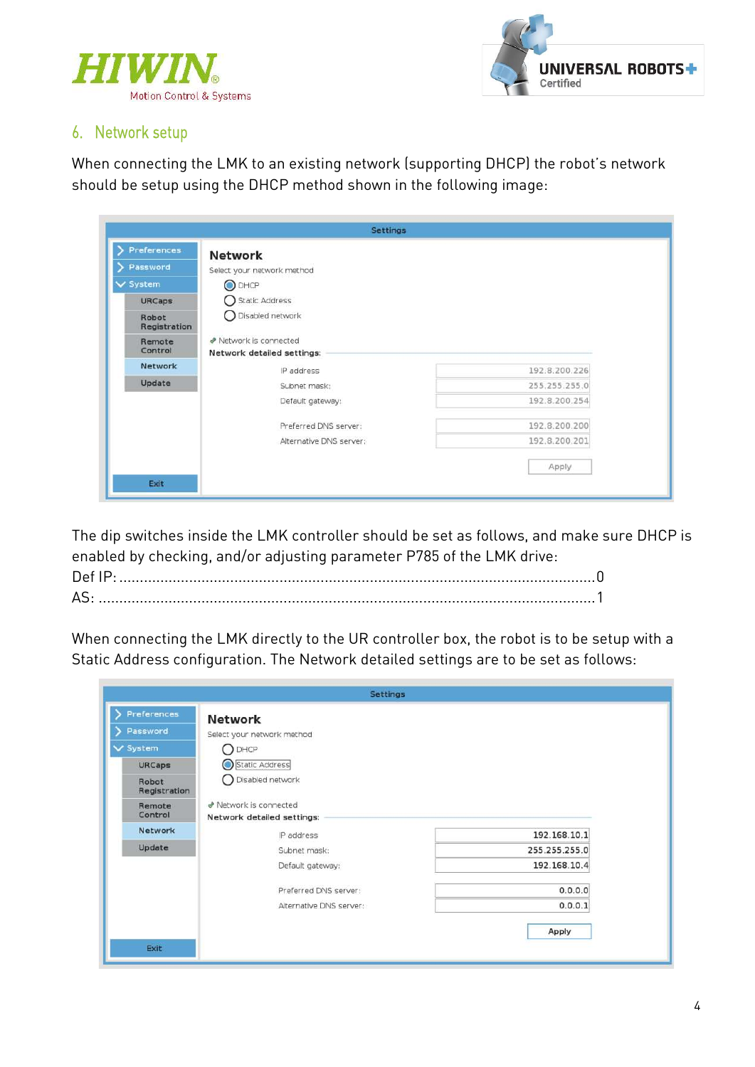## 6. Network setup

When connecting the LMK to an existing network (supporting DHCP) the robot's network should be setup using the DHCP method shown in the following image:

**Settings**

- Preferences
- Password
- System
  - URCaps
  - Robot Registration
  - Remote Control
  - Network
  - Update
- Exit

**Network**

Select your network method

- (●) DHCP
- ( ) Static Address
- ( ) Disabled network

Network is connected

**Network detailed settings:**

| Setting | Value |
| --- | --- |
| IP address | 192.8.200.226 |
| Subnet mask: | 255.255.255.0 |
| Default gateway: | 192.8.200.254 |
| Preferred DNS server: | 192.8.200.200 |
| Alternative DNS server: | 192.8.200.201 |

Apply

The dip switches inside the LMK controller should be set as follows, and make sure DHCP is enabled by checking, and/or adjusting parameter P785 of the LMK drive:

Def IP: .................................................................................................................. 0

AS: ........................................................................................................................ 1

When connecting the LMK directly to the UR controller box, the robot is to be setup with a Static Address configuration. The Network detailed settings are to be set as follows:

**Settings**

- Preferences
- Password
- System
  - URCaps
  - Robot Registration
  - Remote Control
  - Network
  - Update
- Exit

**Network**

Select your network method

- ( ) DHCP
- (●) Static Address
- ( ) Disabled network

Network is connected

**Network detailed settings:**

| Setting | Value |
| --- | --- |
| IP address | 192.168.10.1 |
| Subnet mask: | 255.255.255.0 |
| Default gateway: | 192.168.10.4 |
| Preferred DNS server: | 0.0.0.0 |
| Alternative DNS server: | 0.0.0.1 |

Apply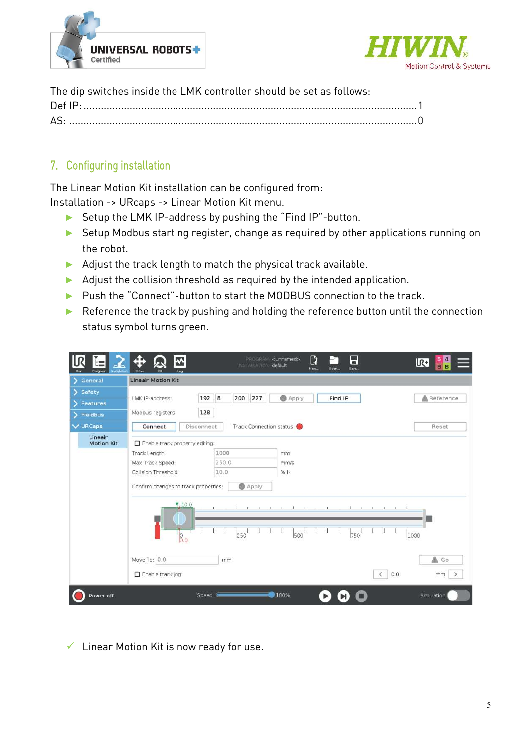The dip switches inside the LMK controller should be set as follows:
Def IP: ............................................................................................................................1
AS: ..................................................................................................................................0

## 7. Configuring installation

The Linear Motion Kit installation can be configured from:
Installation -> URcaps -> Linear Motion Kit menu.

- Setup the LMK IP-address by pushing the "Find IP"-button.
- Setup Modbus starting register, change as required by other applications running on the robot.
- Adjust the track length to match the physical track available.
- Adjust the collision threshold as required by the intended application.
- Push the "Connect"-button to start the MODBUS connection to the track.
- Reference the track by pushing and holding the reference button until the connection status symbol turns green.

✓ Linear Motion Kit is now ready for use.